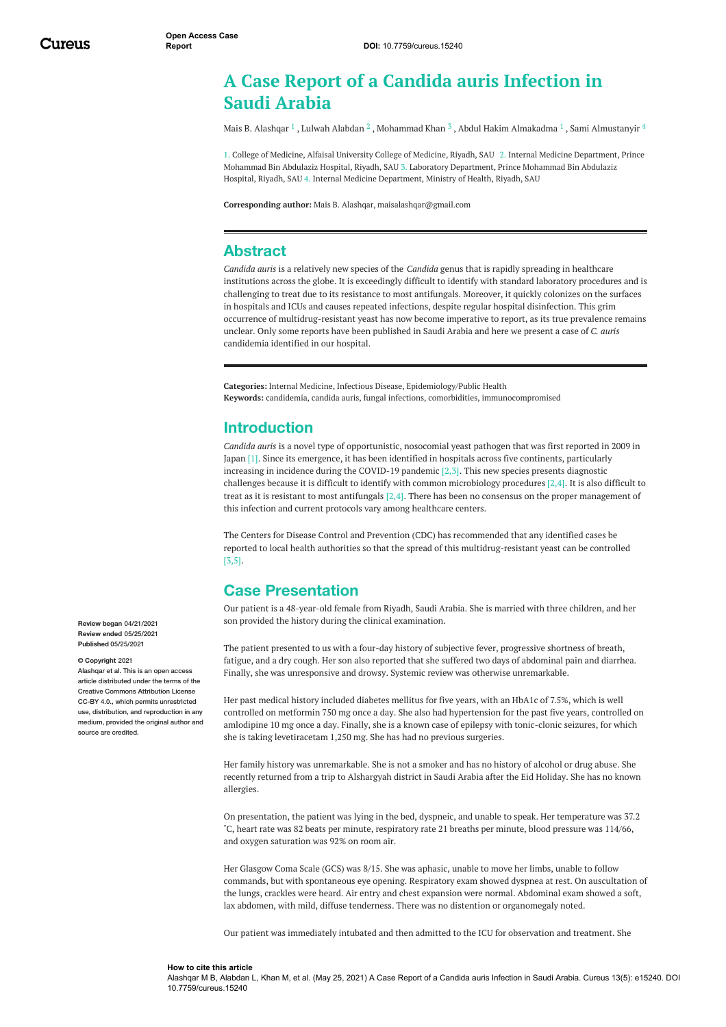# A Case Report of a Candida auris Infection in Saudi Arabia

Mais B. Alashqar [1] , Lulwah Alabdan [2] , Mohammad Khan [3] , Abdul Hakim Almakadma [1] , Sami Almustanyir [4]

1. College of Medicine, Alfaisal University College of Medicine, Riyadh, SAU 2. Internal Medicine Department, Prince Mohammad Bin Abdulaziz Hospital, Riyadh, SAU 3. Laboratory Department, Prince Mohammad Bin Abdulaziz Hospital, Riyadh, SAU 4. Internal Medicine Department, Ministry of Health, Riyadh, SAU

**Corresponding author:** Mais B. Alashqar, maisalashqar@gmail.com

**Review began** 04/21/2021
**Review ended** 05/25/2021
**Published** 05/25/2021

**© Copyright** 2021
Alashqar et al. This is an open access article distributed under the terms of the Creative Commons Attribution License CC-BY 4.0., which permits unrestricted use, distribution, and reproduction in any medium, provided the original author and source are credited.

## Abstract

*Candida auris* is a relatively new species of the *Candida* genus that is rapidly spreading in healthcare institutions across the globe. It is exceedingly difficult to identify with standard laboratory procedures and is challenging to treat due to its resistance to most antifungals. Moreover, it quickly colonizes on the surfaces in hospitals and ICUs and causes repeated infections, despite regular hospital disinfection. This grim occurrence of multidrug-resistant yeast has now become imperative to report, as its true prevalence remains unclear. Only some reports have been published in Saudi Arabia and here we present a case of *C. auris* candidemia identified in our hospital.

**Categories:** Internal Medicine, Infectious Disease, Epidemiology/Public Health
**Keywords:** candidemia, candida auris, fungal infections, comorbidities, immunocompromised

## Introduction

*Candida auris* is a novel type of opportunistic, nosocomial yeast pathogen that was first reported in 2009 in Japan [1]. Since its emergence, it has been identified in hospitals across five continents, particularly increasing in incidence during the COVID-19 pandemic [2,3]. This new species presents diagnostic challenges because it is difficult to identify with common microbiology procedures [2,4]. It is also difficult to treat as it is resistant to most antifungals [2,4]. There has been no consensus on the proper management of this infection and current protocols vary among healthcare centers.

The Centers for Disease Control and Prevention (CDC) has recommended that any identified cases be reported to local health authorities so that the spread of this multidrug-resistant yeast can be controlled [3,5].

## Case Presentation

Our patient is a 48-year-old female from Riyadh, Saudi Arabia. She is married with three children, and her son provided the history during the clinical examination.

The patient presented to us with a four-day history of subjective fever, progressive shortness of breath, fatigue, and a dry cough. Her son also reported that she suffered two days of abdominal pain and diarrhea. Finally, she was unresponsive and drowsy. Systemic review was otherwise unremarkable.

Her past medical history included diabetes mellitus for five years, with an HbA1c of 7.5%, which is well controlled on metformin 750 mg once a day. She also had hypertension for the past five years, controlled on amlodipine 10 mg once a day. Finally, she is a known case of epilepsy with tonic-clonic seizures, for which she is taking levetiracetam 1,250 mg. She has had no previous surgeries.

Her family history was unremarkable. She is not a smoker and has no history of alcohol or drug abuse. She recently returned from a trip to Alshargyah district in Saudi Arabia after the Eid Holiday. She has no known allergies.

On presentation, the patient was lying in the bed, dyspneic, and unable to speak. Her temperature was 37.2 ˚C, heart rate was 82 beats per minute, respiratory rate 21 breaths per minute, blood pressure was 114/66, and oxygen saturation was 92% on room air.

Her Glasgow Coma Scale (GCS) was 8/15. She was aphasic, unable to move her limbs, unable to follow commands, but with spontaneous eye opening. Respiratory exam showed dyspnea at rest. On auscultation of the lungs, crackles were heard. Air entry and chest expansion were normal. Abdominal exam showed a soft, lax abdomen, with mild, diffuse tenderness. There was no distention or organomegaly noted.

Our patient was immediately intubated and then admitted to the ICU for observation and treatment. She

**How to cite this article**
Alashqar M B, Alabdan L, Khan M, et al. (May 25, 2021) A Case Report of a Candida auris Infection in Saudi Arabia. Cureus 13(5): e15240. DOI 10.7759/cureus.15240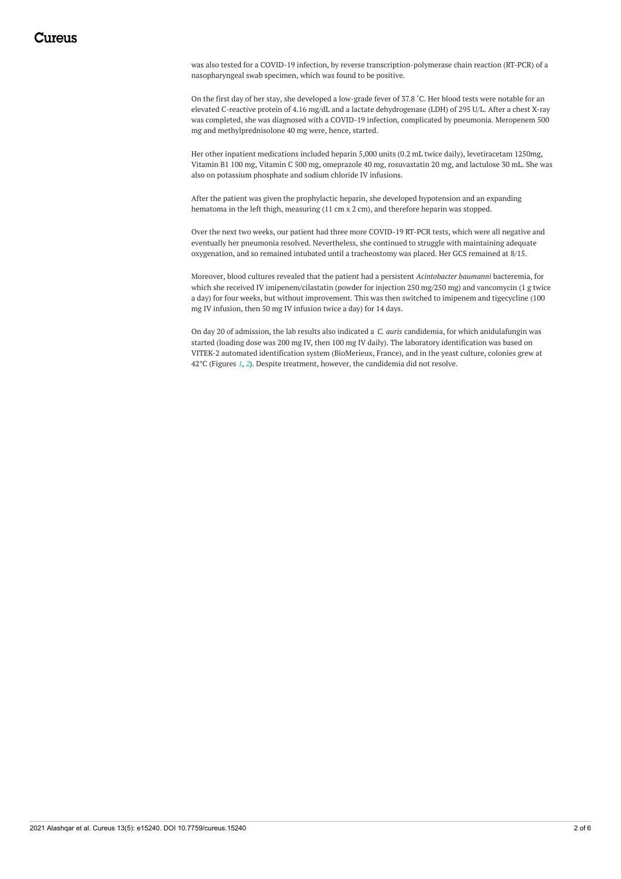was also tested for a COVID-19 infection, by reverse transcription-polymerase chain reaction (RT-PCR) of a nasopharyngeal swab specimen, which was found to be positive.

On the first day of her stay, she developed a low-grade fever of 37.8 ˚C. Her blood tests were notable for an elevated C-reactive protein of 4.16 mg/dL and a lactate dehydrogenase (LDH) of 295 U/L. After a chest X-ray was completed, she was diagnosed with a COVID-19 infection, complicated by pneumonia. Meropenem 500 mg and methylprednisolone 40 mg were, hence, started.

Her other inpatient medications included heparin 5,000 units (0.2 mL twice daily), levetiracetam 1250mg, Vitamin B1 100 mg, Vitamin C 500 mg, omeprazole 40 mg, rosuvastatin 20 mg, and lactulose 30 mL. She was also on potassium phosphate and sodium chloride IV infusions.

After the patient was given the prophylactic heparin, she developed hypotension and an expanding hematoma in the left thigh, measuring (11 cm x 2 cm), and therefore heparin was stopped.

Over the next two weeks, our patient had three more COVID-19 RT-PCR tests, which were all negative and eventually her pneumonia resolved. Nevertheless, she continued to struggle with maintaining adequate oxygenation, and so remained intubated until a tracheostomy was placed. Her GCS remained at 8/15.

Moreover, blood cultures revealed that the patient had a persistent *Acintobacter baumanni* bacteremia, for which she received IV imipenem/cilastatin (powder for injection 250 mg/250 mg) and vancomycin (1 g twice a day) for four weeks, but without improvement. This was then switched to imipenem and tigecycline (100 mg IV infusion, then 50 mg IV infusion twice a day) for 14 days.

On day 20 of admission, the lab results also indicated a *C. auris* candidemia, for which anidulafungin was started (loading dose was 200 mg IV, then 100 mg IV daily). The laboratory identification was based on VITEK-2 automated identification system (BioMerieux, France), and in the yeast culture, colonies grew at 42°C (Figures *1*, *2*). Despite treatment, however, the candidemia did not resolve.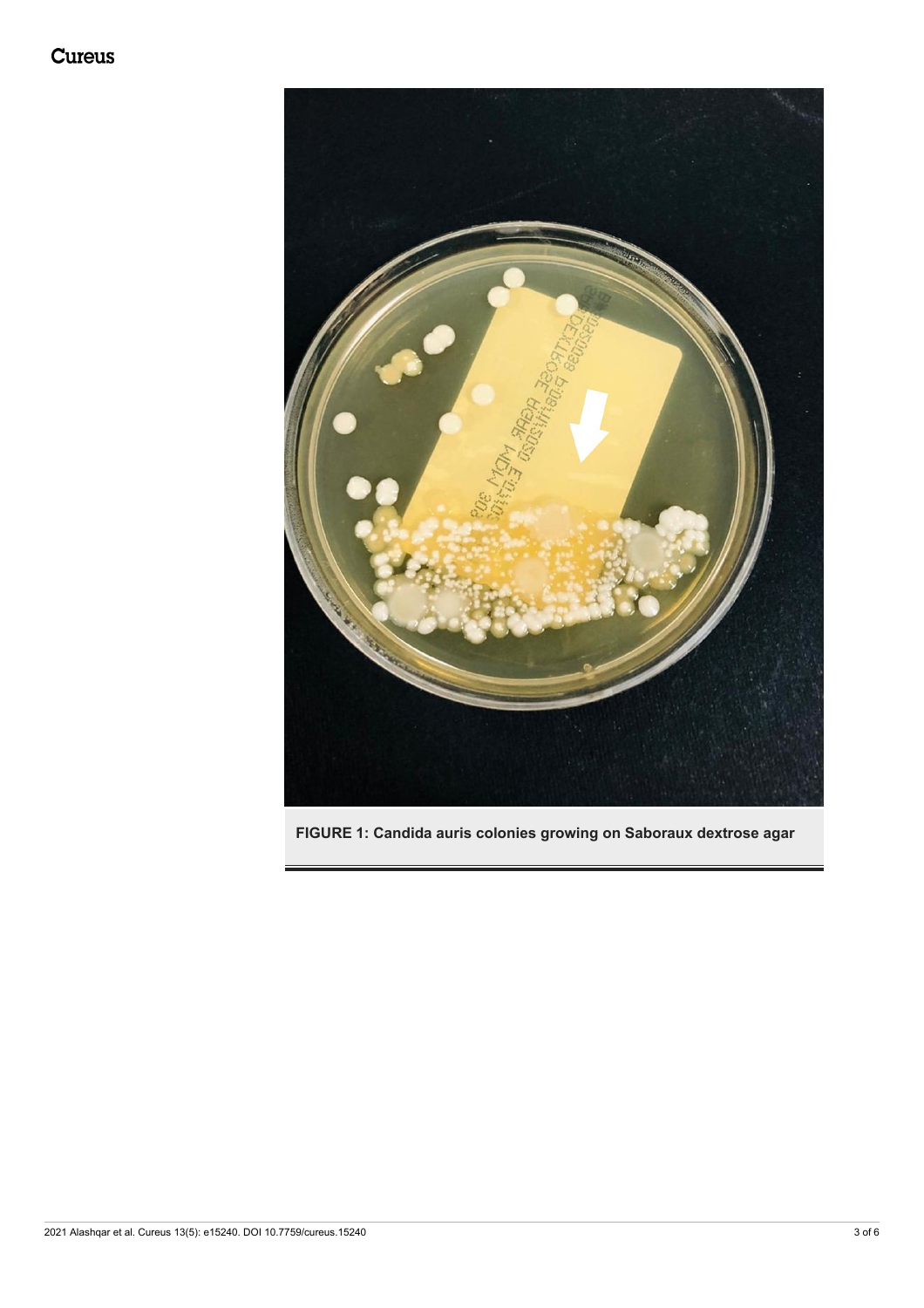**FIGURE 1: Candida auris colonies growing on Saboraux dextrose agar**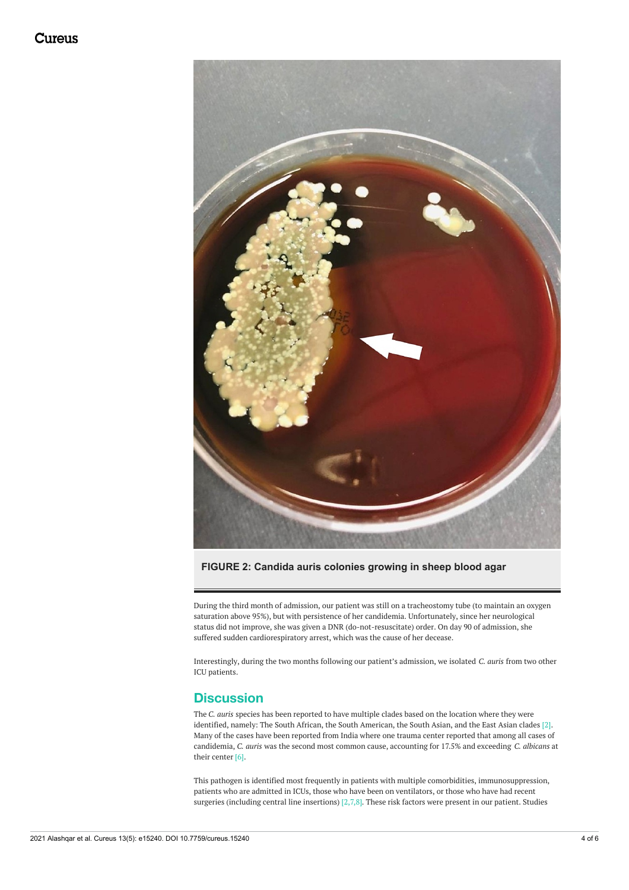FIGURE 2: Candida auris colonies growing in sheep blood agar

During the third month of admission, our patient was still on a tracheostomy tube (to maintain an oxygen saturation above 95%), but with persistence of her candidemia. Unfortunately, since her neurological status did not improve, she was given a DNR (do-not-resuscitate) order. On day 90 of admission, she suffered sudden cardiorespiratory arrest, which was the cause of her decease.

Interestingly, during the two months following our patient's admission, we isolated *C. auris* from two other ICU patients.

## Discussion

The *C. auris* species has been reported to have multiple clades based on the location where they were identified, namely: The South African, the South American, the South Asian, and the East Asian clades [2]. Many of the cases have been reported from India where one trauma center reported that among all cases of candidemia, *C. auris* was the second most common cause, accounting for 17.5% and exceeding *C. albicans* at their center [6].

This pathogen is identified most frequently in patients with multiple comorbidities, immunosuppression, patients who are admitted in ICUs, those who have been on ventilators, or those who have had recent surgeries (including central line insertions) [2,7,8]. These risk factors were present in our patient. Studies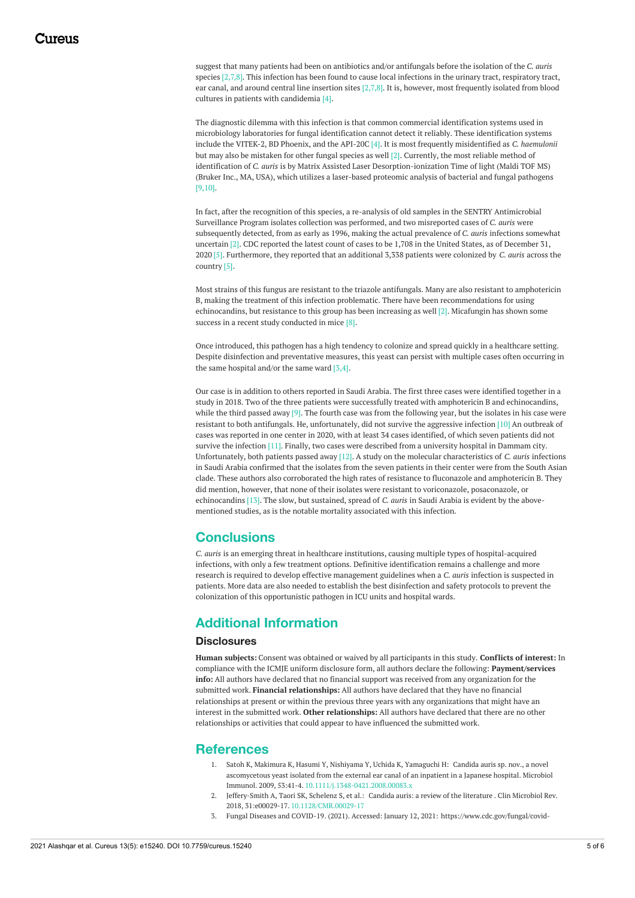suggest that many patients had been on antibiotics and/or antifungals before the isolation of the *C. auris* species [2,7,8]. This infection has been found to cause local infections in the urinary tract, respiratory tract, ear canal, and around central line insertion sites [2,7,8]. It is, however, most frequently isolated from blood cultures in patients with candidemia [4].

The diagnostic dilemma with this infection is that common commercial identification systems used in microbiology laboratories for fungal identification cannot detect it reliably. These identification systems include the VITEK-2, BD Phoenix, and the API-20C [4]. It is most frequently misidentified as *C. haemulonii* but may also be mistaken for other fungal species as well [2]. Currently, the most reliable method of identification of *C. auris* is by Matrix Assisted Laser Desorption-ionization Time of light (Maldi TOF MS) (Bruker Inc., MA, USA), which utilizes a laser-based proteomic analysis of bacterial and fungal pathogens [9,10].

In fact, after the recognition of this species, a re-analysis of old samples in the SENTRY Antimicrobial Surveillance Program isolates collection was performed, and two misreported cases of *C. auris* were subsequently detected, from as early as 1996, making the actual prevalence of *C. auris* infections somewhat uncertain [2]. CDC reported the latest count of cases to be 1,708 in the United States, as of December 31, 2020 [5]. Furthermore, they reported that an additional 3,338 patients were colonized by *C. auris* across the country [5].

Most strains of this fungus are resistant to the triazole antifungals. Many are also resistant to amphotericin B, making the treatment of this infection problematic. There have been recommendations for using echinocandins, but resistance to this group has been increasing as well [2]. Micafungin has shown some success in a recent study conducted in mice [8].

Once introduced, this pathogen has a high tendency to colonize and spread quickly in a healthcare setting. Despite disinfection and preventative measures, this yeast can persist with multiple cases often occurring in the same hospital and/or the same ward [3,4].

Our case is in addition to others reported in Saudi Arabia. The first three cases were identified together in a study in 2018. Two of the three patients were successfully treated with amphotericin B and echinocandins, while the third passed away [9]. The fourth case was from the following year, but the isolates in his case were resistant to both antifungals. He, unfortunately, did not survive the aggressive infection [10] An outbreak of cases was reported in one center in 2020, with at least 34 cases identified, of which seven patients did not survive the infection [11]. Finally, two cases were described from a university hospital in Dammam city. Unfortunately, both patients passed away [12]. A study on the molecular characteristics of *C. auris* infections in Saudi Arabia confirmed that the isolates from the seven patients in their center were from the South Asian clade. These authors also corroborated the high rates of resistance to fluconazole and amphotericin B. They did mention, however, that none of their isolates were resistant to voriconazole, posaconazole, or echinocandins [13]. The slow, but sustained, spread of *C. auris* in Saudi Arabia is evident by the above-mentioned studies, as is the notable mortality associated with this infection.

## Conclusions

*C. auris* is an emerging threat in healthcare institutions, causing multiple types of hospital-acquired infections, with only a few treatment options. Definitive identification remains a challenge and more research is required to develop effective management guidelines when a *C. auris* infection is suspected in patients. More data are also needed to establish the best disinfection and safety protocols to prevent the colonization of this opportunistic pathogen in ICU units and hospital wards.

## Additional Information

### Disclosures

**Human subjects:** Consent was obtained or waived by all participants in this study. **Conflicts of interest:** In compliance with the ICMJE uniform disclosure form, all authors declare the following: **Payment/services info:** All authors have declared that no financial support was received from any organization for the submitted work. **Financial relationships:** All authors have declared that they have no financial relationships at present or within the previous three years with any organizations that might have an interest in the submitted work. **Other relationships:** All authors have declared that there are no other relationships or activities that could appear to have influenced the submitted work.

## References

1. Satoh K, Makimura K, Hasumi Y, Nishiyama Y, Uchida K, Yamaguchi H: Candida auris sp. nov., a novel ascomycetous yeast isolated from the external ear canal of an inpatient in a Japanese hospital. Microbiol Immunol. 2009, 53:41-4. 10.1111/j.1348-0421.2008.00083.x
2. Jeffery-Smith A, Taori SK, Schelenz S, et al.: Candida auris: a review of the literature . Clin Microbiol Rev. 2018, 31:e00029-17. 10.1128/CMR.00029-17
3. Fungal Diseases and COVID-19. (2021). Accessed: January 12, 2021: https://www.cdc.gov/fungal/covid-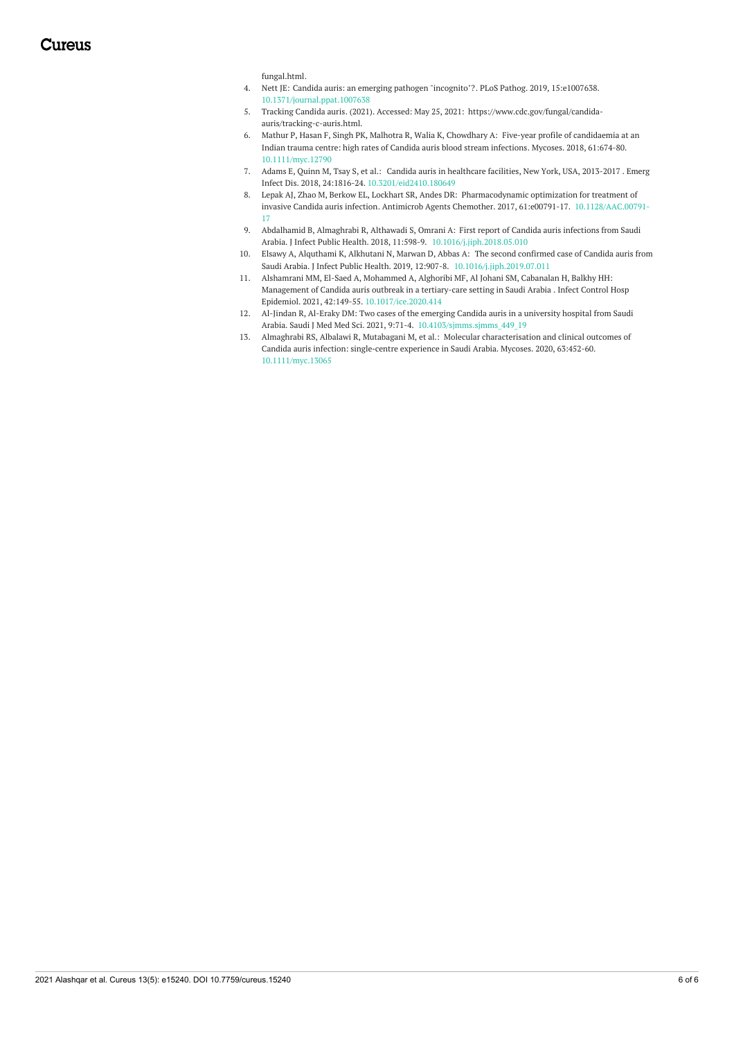fungal.html.

4. Nett JE: Candida auris: an emerging pathogen "incognito"?. PLoS Pathog. 2019, 15:e1007638. 10.1371/journal.ppat.1007638
5. Tracking Candida auris. (2021). Accessed: May 25, 2021: https://www.cdc.gov/fungal/candida-auris/tracking-c-auris.html.
6. Mathur P, Hasan F, Singh PK, Malhotra R, Walia K, Chowdhary A: Five-year profile of candidaemia at an Indian trauma centre: high rates of Candida auris blood stream infections. Mycoses. 2018, 61:674-80. 10.1111/myc.12790
7. Adams E, Quinn M, Tsay S, et al.: Candida auris in healthcare facilities, New York, USA, 2013-2017 . Emerg Infect Dis. 2018, 24:1816-24. 10.3201/eid2410.180649
8. Lepak AJ, Zhao M, Berkow EL, Lockhart SR, Andes DR: Pharmacodynamic optimization for treatment of invasive Candida auris infection. Antimicrob Agents Chemother. 2017, 61:e00791-17. 10.1128/AAC.00791-17
9. Abdalhamid B, Almaghrabi R, Althawadi S, Omrani A: First report of Candida auris infections from Saudi Arabia. J Infect Public Health. 2018, 11:598-9. 10.1016/j.jiph.2018.05.010
10. Elsawy A, Alquthami K, Alkhutani N, Marwan D, Abbas A: The second confirmed case of Candida auris from Saudi Arabia. J Infect Public Health. 2019, 12:907-8. 10.1016/j.jiph.2019.07.011
11. Alshamrani MM, El-Saed A, Mohammed A, Alghoribi MF, Al Johani SM, Cabanalan H, Balkhy HH: Management of Candida auris outbreak in a tertiary-care setting in Saudi Arabia . Infect Control Hosp Epidemiol. 2021, 42:149-55. 10.1017/ice.2020.414
12. Al-Jindan R, Al-Eraky DM: Two cases of the emerging Candida auris in a university hospital from Saudi Arabia. Saudi J Med Med Sci. 2021, 9:71-4. 10.4103/sjmms.sjmms_449_19
13. Almaghrabi RS, Albalawi R, Mutabagani M, et al.: Molecular characterisation and clinical outcomes of Candida auris infection: single-centre experience in Saudi Arabia. Mycoses. 2020, 63:452-60. 10.1111/myc.13065